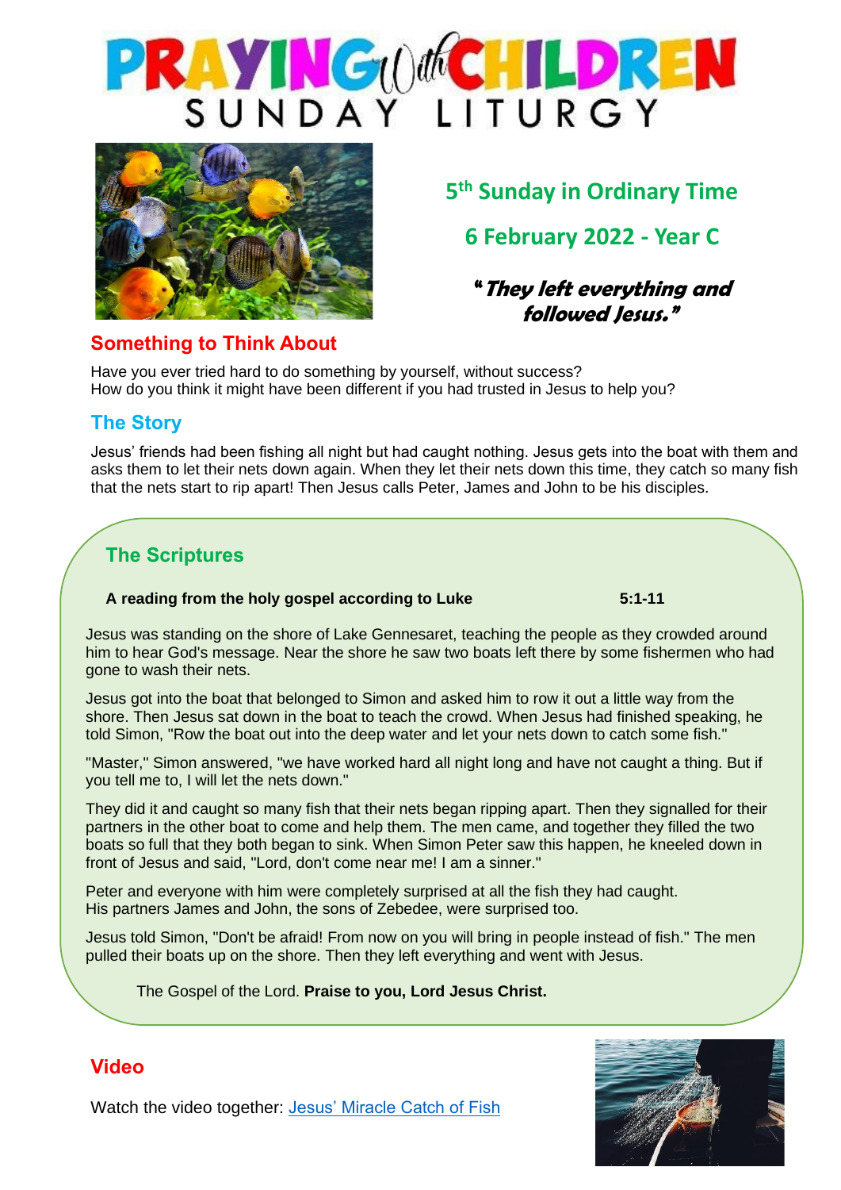# PRAYING with CHILDREN
## SUNDAY LITURGY

## 5th Sunday in Ordinary Time

## 6 February 2022 - Year C

***"They left everything and followed Jesus."***

## Something to Think About

Have you ever tried hard to do something by yourself, without success?
How do you think it might have been different if you had trusted in Jesus to help you?

## The Story

Jesus' friends had been fishing all night but had caught nothing. Jesus gets into the boat with them and asks them to let their nets down again. When they let their nets down this time, they catch so many fish that the nets start to rip apart! Then Jesus calls Peter, James and John to be his disciples.

## The Scriptures

**A reading from the holy gospel according to Luke 5:1-11**

Jesus was standing on the shore of Lake Gennesaret, teaching the people as they crowded around him to hear God's message. Near the shore he saw two boats left there by some fishermen who had gone to wash their nets.

Jesus got into the boat that belonged to Simon and asked him to row it out a little way from the shore. Then Jesus sat down in the boat to teach the crowd. When Jesus had finished speaking, he told Simon, "Row the boat out into the deep water and let your nets down to catch some fish."

"Master," Simon answered, "we have worked hard all night long and have not caught a thing. But if you tell me to, I will let the nets down."

They did it and caught so many fish that their nets began ripping apart. Then they signalled for their partners in the other boat to come and help them. The men came, and together they filled the two boats so full that they both began to sink. When Simon Peter saw this happen, he kneeled down in front of Jesus and said, "Lord, don't come near me! I am a sinner."

Peter and everyone with him were completely surprised at all the fish they had caught.
His partners James and John, the sons of Zebedee, were surprised too.

Jesus told Simon, "Don't be afraid! From now on you will bring in people instead of fish." The men pulled their boats up on the shore. Then they left everything and went with Jesus.

The Gospel of the Lord. **Praise to you, Lord Jesus Christ.**

## Video

Watch the video together: Jesus' Miracle Catch of Fish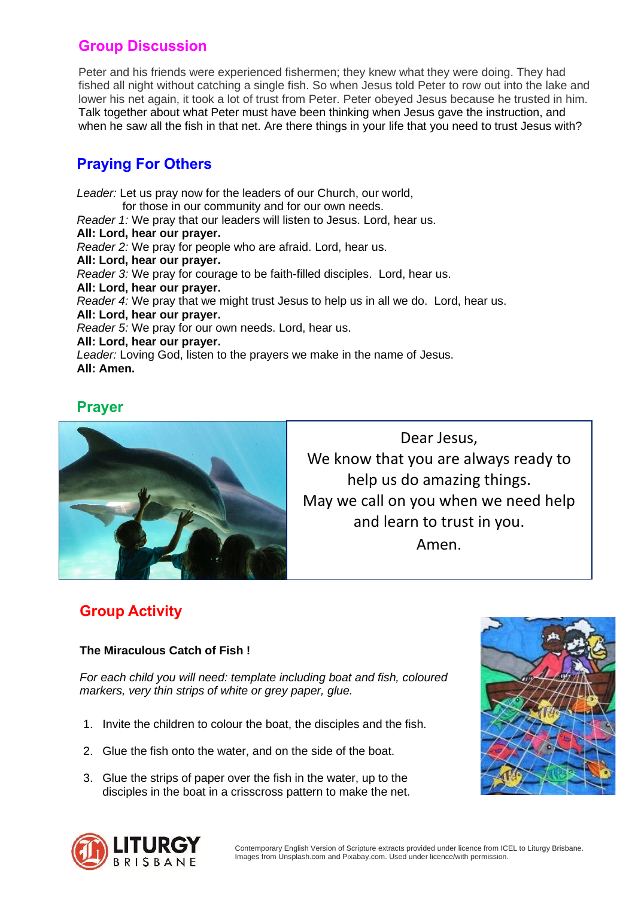## Group Discussion

Peter and his friends were experienced fishermen; they knew what they were doing. They had fished all night without catching a single fish. So when Jesus told Peter to row out into the lake and lower his net again, it took a lot of trust from Peter. Peter obeyed Jesus because he trusted in him. Talk together about what Peter must have been thinking when Jesus gave the instruction, and when he saw all the fish in that net. Are there things in your life that you need to trust Jesus with?

## Praying For Others

*Leader:* Let us pray now for the leaders of our Church, our world,
for those in our community and for our own needs.
*Reader 1:* We pray that our leaders will listen to Jesus. Lord, hear us.
**All: Lord, hear our prayer.**
*Reader 2:* We pray for people who are afraid. Lord, hear us.
**All: Lord, hear our prayer.**
*Reader 3:* We pray for courage to be faith-filled disciples. Lord, hear us.
**All: Lord, hear our prayer.**
*Reader 4:* We pray that we might trust Jesus to help us in all we do. Lord, hear us.
**All: Lord, hear our prayer.**
*Reader 5:* We pray for our own needs. Lord, hear us.
**All: Lord, hear our prayer.**
*Leader:* Loving God, listen to the prayers we make in the name of Jesus.
**All: Amen.**

## Prayer

Dear Jesus,
We know that you are always ready to help us do amazing things.
May we call on you when we need help and learn to trust in you.
Amen.

## Group Activity

**The Miraculous Catch of Fish !**

*For each child you will need: template including boat and fish, coloured markers, very thin strips of white or grey paper, glue.*

1. Invite the children to colour the boat, the disciples and the fish.
2. Glue the fish onto the water, and on the side of the boat.
3. Glue the strips of paper over the fish in the water, up to the disciples in the boat in a crisscross pattern to make the net.

Contemporary English Version of Scripture extracts provided under licence from ICEL to Liturgy Brisbane.
Images from Unsplash.com and Pixabay.com. Used under licence/with permission.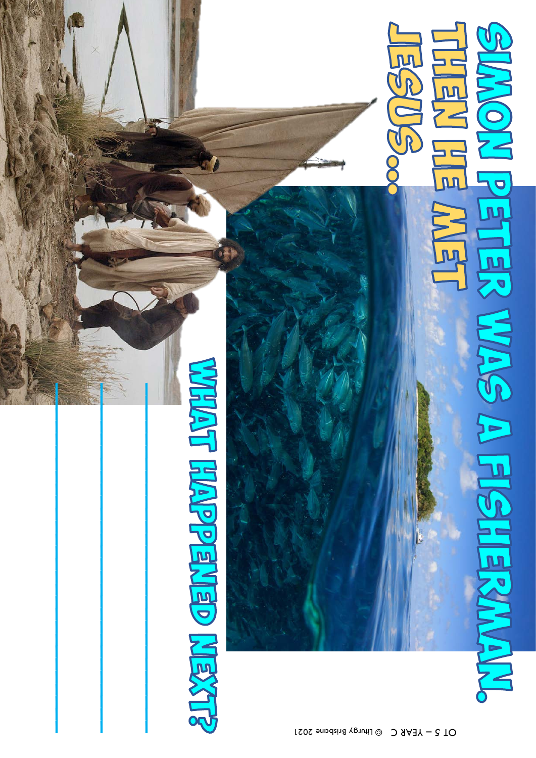# SIMON PETER WAS A FISHERMAN. THEN HE MET JESUS…

## WHAT HAPPENED NEXT?

OT 5 – YEAR C © Liturgy Brisbane 2021